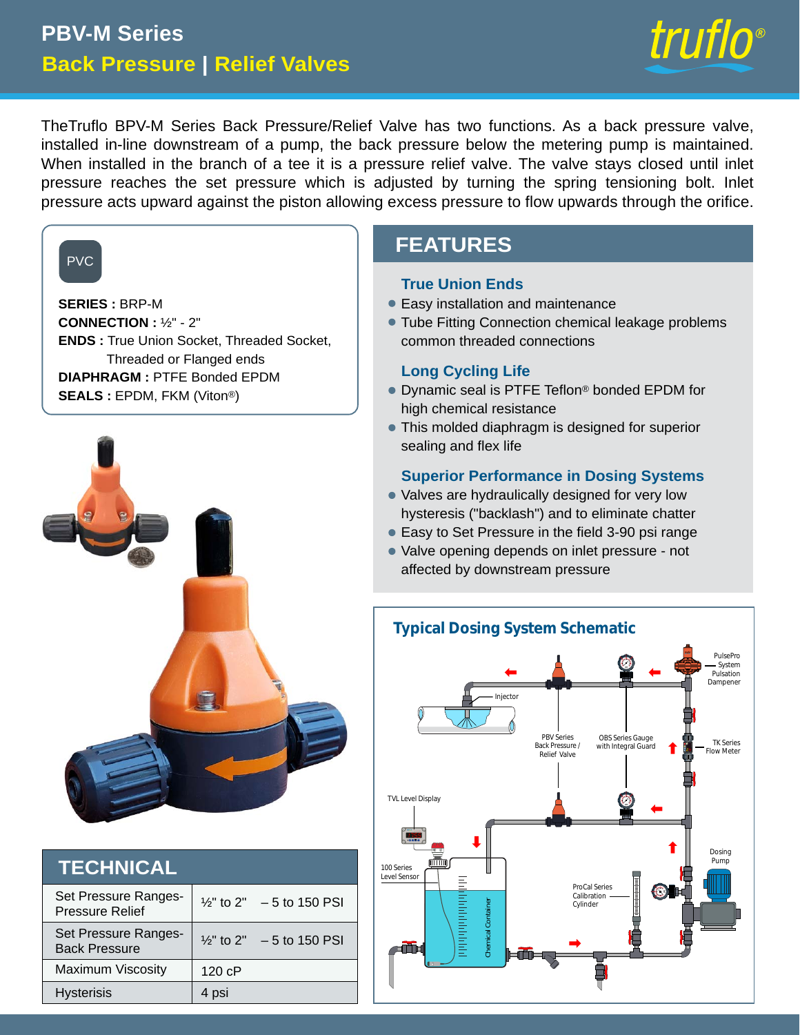# PBV-M Series

## Back Pressure | Relief Valves

TheTruflo BPV-M Series Back Pressure/Relief Valve has two functions. As a back pressure valve, installed in-line downstream of a pump, the back pressure below the metering pump is maintained. When installed in the branch of a tee it is a pressure relief valve. The valve stays closed until inlet pressure reaches the set pressure which is adjusted by turning the spring tensioning bolt. Inlet pressure acts upward against the piston allowing excess pressure to flow upwards through the orifice.

PVC

**SERIES :** BRP-M
**CONNECTION :** ½" - 2"
**ENDS :** True Union Socket, Threaded Socket, Threaded or Flanged ends
**DIAPHRAGM :** PTFE Bonded EPDM
**SEALS :** EPDM, FKM (Viton®)

## FEATURES

### True Union Ends

- Easy installation and maintenance
- Tube Fitting Connection chemical leakage problems common threaded connections

### Long Cycling Life

- Dynamic seal is PTFE Teflon® bonded EPDM for high chemical resistance
- This molded diaphragm is designed for superior sealing and flex life

### Superior Performance in Dosing Systems

- Valves are hydraulically designed for very low hysteresis ("backlash") and to eliminate chatter
- Easy to Set Pressure in the field 3-90 psi range
- Valve opening depends on inlet pressure - not affected by downstream pressure

## TECHNICAL

| Parameter | Value | |
|---|---|---|
| Set Pressure Ranges-Pressure Relief | ½" to 2" | – 5 to 150 PSI |
| Set Pressure Ranges-Back Pressure | ½" to 2" | – 5 to 150 PSI |
| Maximum Viscosity | 120 cP | |
| Hysterisis | 4 psi | |

### Typical Dosing System Schematic

Injector
PBV Series Back Pressure / Relief Valve
OBS Series Gauge with Integral Guard
PulsePro System Pulsation Dampener
TK Series Flow Meter
TVL Level Display
100 Series Level Sensor
Chemical Container
ProCal Series Calibration Cylinder
Dosing Pump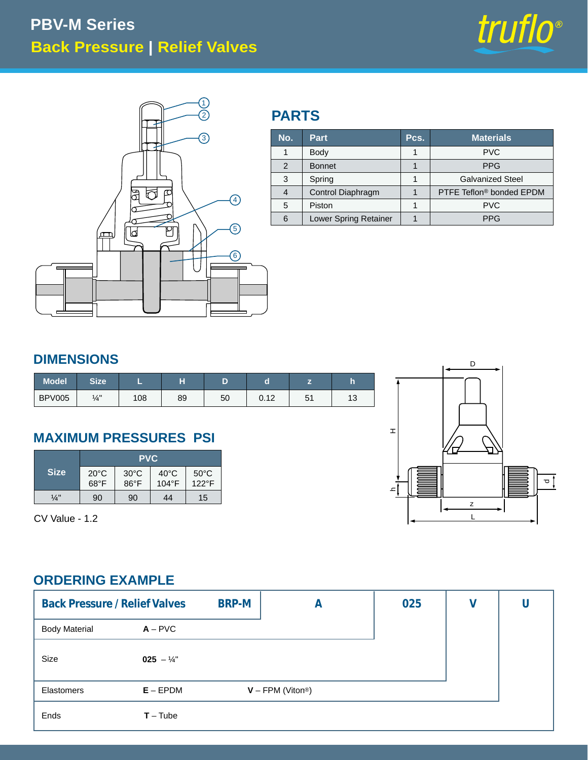# PBV-M Series

## Back Pressure | Relief Valves

truflo®

## PARTS

| No. | Part | Pcs. | Materials |
|---|---|---|---|
| 1 | Body | 1 | PVC |
| 2 | Bonnet | 1 | PPG |
| 3 | Spring | 1 | Galvanized Steel |
| 4 | Control Diaphragm | 1 | PTFE Teflon® bonded EPDM |
| 5 | Piston | 1 | PVC |
| 6 | Lower Spring Retainer | 1 | PPG |

## DIMENSIONS

| Model | Size | L | H | D | d | z | h |
|---|---|---|---|---|---|---|---|
| BPV005 | ¼" | 108 | 89 | 50 | 0.12 | 51 | 13 |

D

H

h

d

z

L

## MAXIMUM PRESSURES PSI

| Size | PVC | | | |
|---|---|---|---|---|
| | 20°C 68°F | 30°C 86°F | 40°C 104°F | 50°C 122°F |
| ¼" | 90 | 90 | 44 | 15 |

CV Value - 1.2

## ORDERING EXAMPLE

| Back Pressure / Relief Valves | BRP-M | A | 025 | V | U |
|---|---|---|---|---|---|

Body Material — **A** – PVC

Size — **025** – ¼"

Elastomers — **E** – EPDM — **V** – FPM (Viton®)

Ends — **T** – Tube